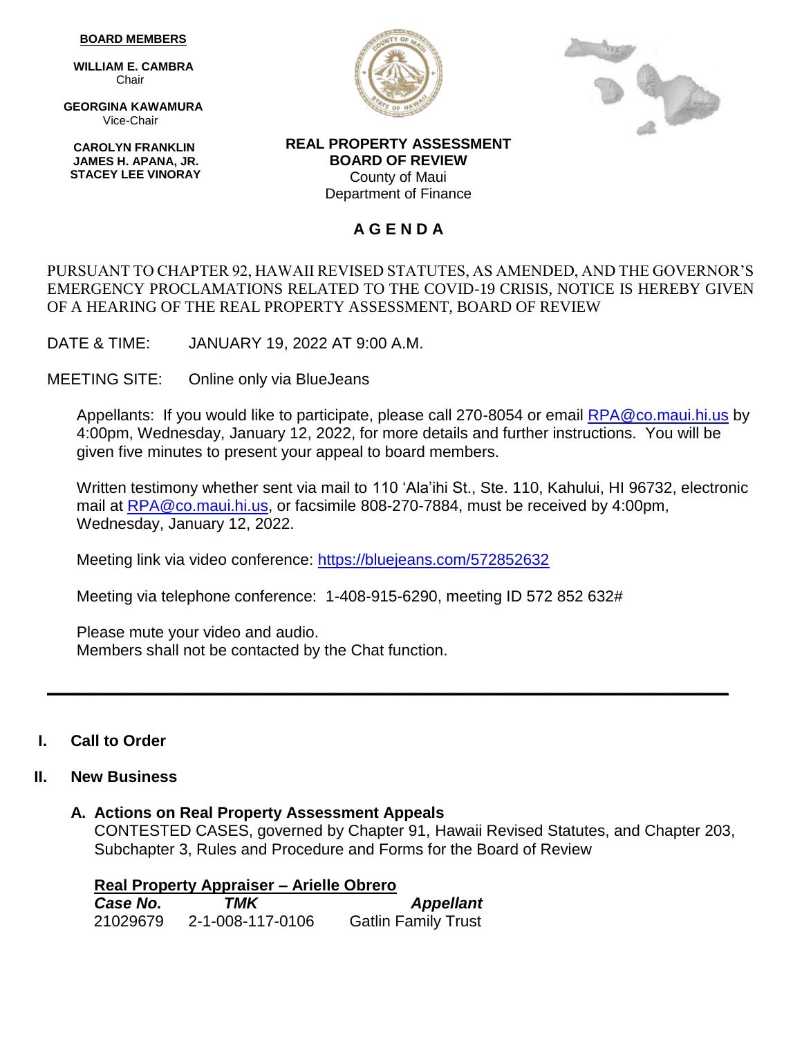**BOARD MEMBERS**

**WILLIAM E. CAMBRA**
Chair

**GEORGINA KAWAMURA**
Vice-Chair

**CAROLYN FRANKLIN**
**JAMES H. APANA, JR.**
**STACEY LEE VINORAY**

**REAL PROPERTY ASSESSMENT**
**BOARD OF REVIEW**
County of Maui
Department of Finance

# A G E N D A

PURSUANT TO CHAPTER 92, HAWAII REVISED STATUTES, AS AMENDED, AND THE GOVERNOR'S EMERGENCY PROCLAMATIONS RELATED TO THE COVID-19 CRISIS, NOTICE IS HEREBY GIVEN OF A HEARING OF THE REAL PROPERTY ASSESSMENT, BOARD OF REVIEW

DATE & TIME: JANUARY 19, 2022 AT 9:00 A.M.

MEETING SITE: Online only via BlueJeans

Appellants: If you would like to participate, please call 270-8054 or email RPA@co.maui.hi.us by 4:00pm, Wednesday, January 12, 2022, for more details and further instructions. You will be given five minutes to present your appeal to board members.

Written testimony whether sent via mail to 110 'Ala'ihi St., Ste. 110, Kahului, HI 96732, electronic mail at RPA@co.maui.hi.us, or facsimile 808-270-7884, must be received by 4:00pm, Wednesday, January 12, 2022.

Meeting link via video conference: https://bluejeans.com/572852632

Meeting via telephone conference: 1-408-915-6290, meeting ID 572 852 632#

Please mute your video and audio.
Members shall not be contacted by the Chat function.

---

## I. Call to Order

## II. New Business

### A. Actions on Real Property Assessment Appeals

CONTESTED CASES, governed by Chapter 91, Hawaii Revised Statutes, and Chapter 203, Subchapter 3, Rules and Procedure and Forms for the Board of Review

**Real Property Appraiser – Arielle Obrero**

| *Case No.* | *TMK* | *Appellant* |
|---|---|---|
| 21029679 | 2-1-008-117-0106 | Gatlin Family Trust |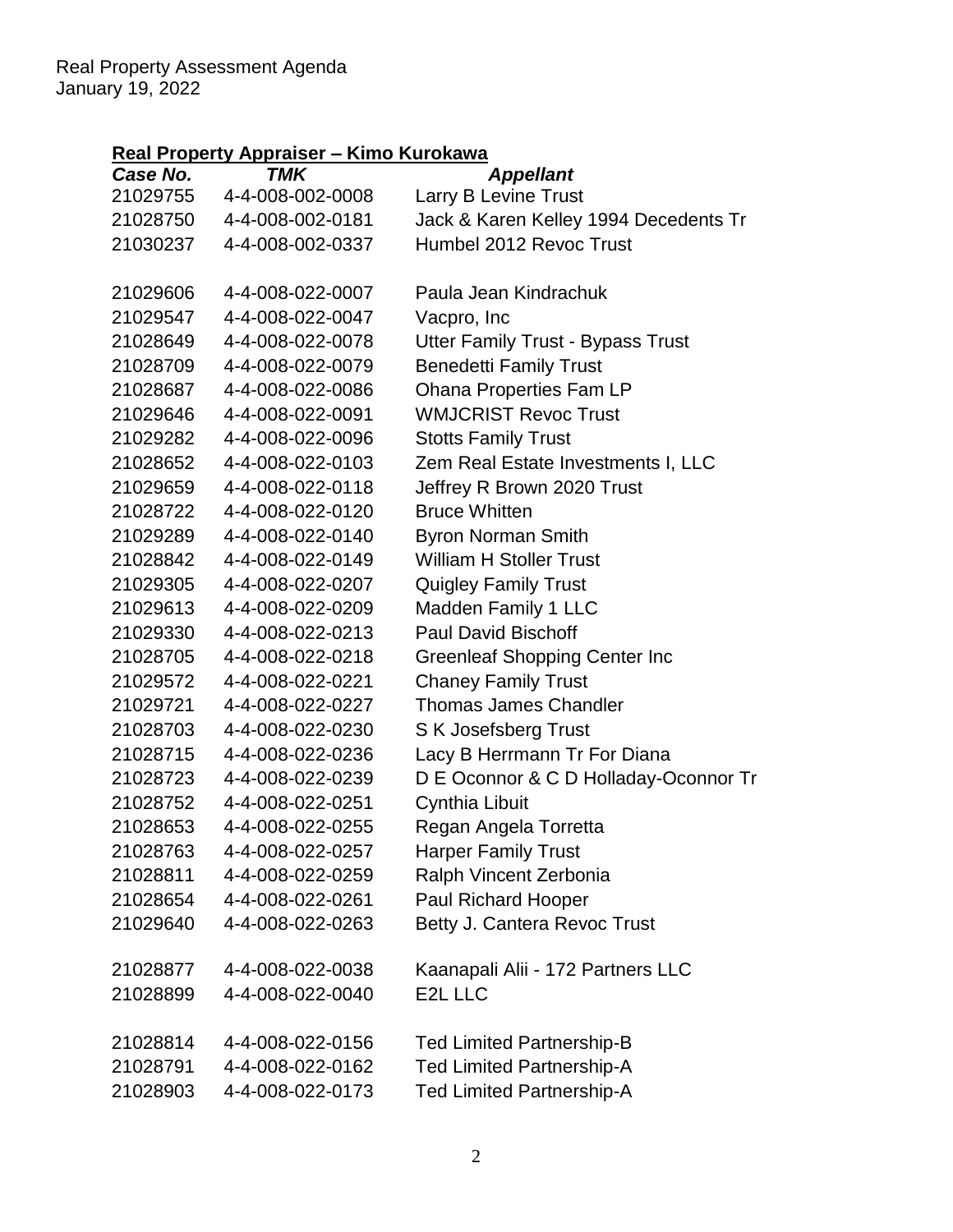Real Property Assessment Agenda
January 19, 2022

**Real Property Appraiser – Kimo Kurokawa**

| *Case No.* | *TMK* | *Appellant* |
|---|---|---|
| 21029755 | 4-4-008-002-0008 | Larry B Levine Trust |
| 21028750 | 4-4-008-002-0181 | Jack & Karen Kelley 1994 Decedents Tr |
| 21030237 | 4-4-008-002-0337 | Humbel 2012 Revoc Trust |
| | | |
| 21029606 | 4-4-008-022-0007 | Paula Jean Kindrachuk |
| 21029547 | 4-4-008-022-0047 | Vacpro, Inc |
| 21028649 | 4-4-008-022-0078 | Utter Family Trust - Bypass Trust |
| 21028709 | 4-4-008-022-0079 | Benedetti Family Trust |
| 21028687 | 4-4-008-022-0086 | Ohana Properties Fam LP |
| 21029646 | 4-4-008-022-0091 | WMJCRIST Revoc Trust |
| 21029282 | 4-4-008-022-0096 | Stotts Family Trust |
| 21028652 | 4-4-008-022-0103 | Zem Real Estate Investments I, LLC |
| 21029659 | 4-4-008-022-0118 | Jeffrey R Brown 2020 Trust |
| 21028722 | 4-4-008-022-0120 | Bruce Whitten |
| 21029289 | 4-4-008-022-0140 | Byron Norman Smith |
| 21028842 | 4-4-008-022-0149 | William H Stoller Trust |
| 21029305 | 4-4-008-022-0207 | Quigley Family Trust |
| 21029613 | 4-4-008-022-0209 | Madden Family 1 LLC |
| 21029330 | 4-4-008-022-0213 | Paul David Bischoff |
| 21028705 | 4-4-008-022-0218 | Greenleaf Shopping Center Inc |
| 21029572 | 4-4-008-022-0221 | Chaney Family Trust |
| 21029721 | 4-4-008-022-0227 | Thomas James Chandler |
| 21028703 | 4-4-008-022-0230 | S K Josefsberg Trust |
| 21028715 | 4-4-008-022-0236 | Lacy B Herrmann Tr For Diana |
| 21028723 | 4-4-008-022-0239 | D E Oconnor & C D Holladay-Oconnor Tr |
| 21028752 | 4-4-008-022-0251 | Cynthia Libuit |
| 21028653 | 4-4-008-022-0255 | Regan Angela Torretta |
| 21028763 | 4-4-008-022-0257 | Harper Family Trust |
| 21028811 | 4-4-008-022-0259 | Ralph Vincent Zerbonia |
| 21028654 | 4-4-008-022-0261 | Paul Richard Hooper |
| 21029640 | 4-4-008-022-0263 | Betty J. Cantera Revoc Trust |
| | | |
| 21028877 | 4-4-008-022-0038 | Kaanapali Alii - 172 Partners LLC |
| 21028899 | 4-4-008-022-0040 | E2L LLC |
| | | |
| 21028814 | 4-4-008-022-0156 | Ted Limited Partnership-B |
| 21028791 | 4-4-008-022-0162 | Ted Limited Partnership-A |
| 21028903 | 4-4-008-022-0173 | Ted Limited Partnership-A |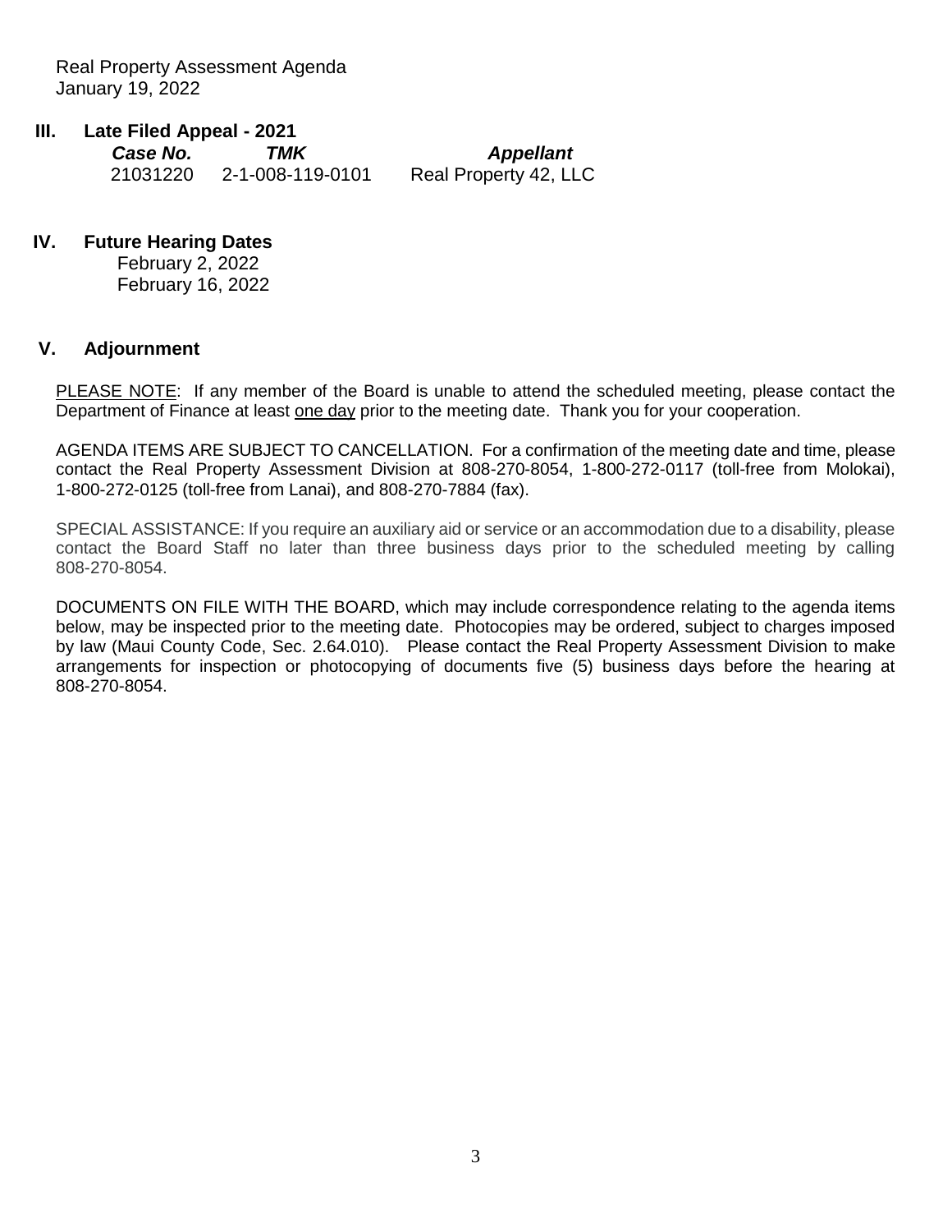Real Property Assessment Agenda
January 19, 2022

## III. Late Filed Appeal - 2021

| *Case No.* | *TMK* | *Appellant* |
|---|---|---|
| 21031220 | 2-1-008-119-0101 | Real Property 42, LLC |

## IV. Future Hearing Dates

February 2, 2022
February 16, 2022

## V. Adjournment

PLEASE NOTE: If any member of the Board is unable to attend the scheduled meeting, please contact the Department of Finance at least one day prior to the meeting date. Thank you for your cooperation.

AGENDA ITEMS ARE SUBJECT TO CANCELLATION. For a confirmation of the meeting date and time, please contact the Real Property Assessment Division at 808-270-8054, 1-800-272-0117 (toll-free from Molokai), 1-800-272-0125 (toll-free from Lanai), and 808-270-7884 (fax).

SPECIAL ASSISTANCE: If you require an auxiliary aid or service or an accommodation due to a disability, please contact the Board Staff no later than three business days prior to the scheduled meeting by calling 808-270-8054.

DOCUMENTS ON FILE WITH THE BOARD, which may include correspondence relating to the agenda items below, may be inspected prior to the meeting date. Photocopies may be ordered, subject to charges imposed by law (Maui County Code, Sec. 2.64.010). Please contact the Real Property Assessment Division to make arrangements for inspection or photocopying of documents five (5) business days before the hearing at 808-270-8054.